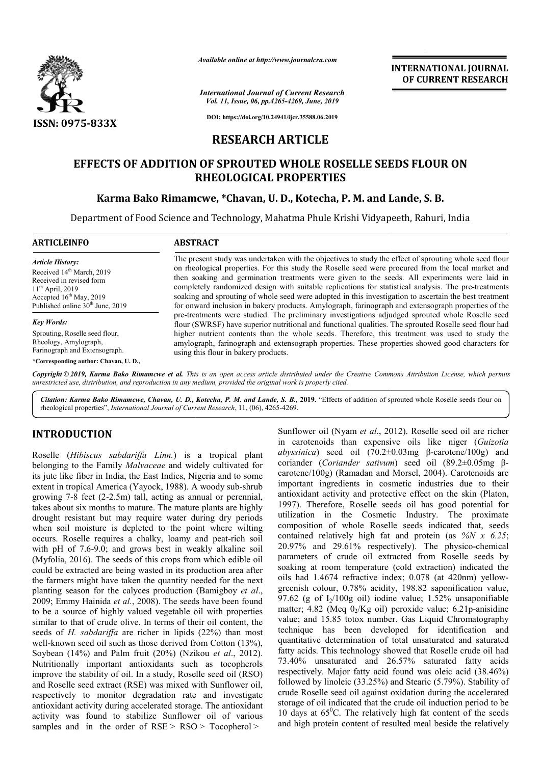# RESEARCH ARTICLE

## EFFECTS OF ADDITION OF SPROUTED WHOLE ROSELLE SEEDS FLOUR ON RHEOLOGICAL PROPERTIES

**Karma Bako Rimamcwe, \*Chavan, U. D., Kotecha, P. M. and Lande, S. B.**

Department of Food Science and Technology, Mahatma Phule Krishi Vidyapeeth, Rahuri, India

**ARTICLEINFO**

*Article History:*
Received 14th March, 2019
Received in revised form 11th April, 2019
Accepted 16th May, 2019
Published online 30th June, 2019

*Key Words:*
Sprouting, Roselle seed flour, Rheology, Amylograph, Farinograph and Extensograph.

**\*Corresponding author: Chavan, U. D.,**

**ABSTRACT**

The present study was undertaken with the objectives to study the effect of sprouting whole seed flour on rheological properties. For this study the Roselle seed were procured from the local market and then soaking and germination treatments were given to the seeds. All experiments were laid in completely randomized design with suitable replications for statistical analysis. The pre-treatments soaking and sprouting of whole seed were adopted in this investigation to ascertain the best treatment for onward inclusion in bakery products. Amylograph, farinograph and extensograph properties of the pre-treatments were studied. The preliminary investigations adjudged sprouted whole Roselle seed flour (SWRSF) have superior nutritional and functional qualities. The sprouted Roselle seed flour had higher nutrient contents than the whole seeds. Therefore, this treatment was used to study the amylograph, farinograph and extensograph properties. These properties showed good characters for using this flour in bakery products.

*Copyright © 2019, Karma Bako Rimamcwe et al. This is an open access article distributed under the Creative Commons Attribution License, which permits unrestricted use, distribution, and reproduction in any medium, provided the original work is properly cited.*

***Citation:** Karma Bako Rimamcwe, Chavan, U. D., Kotecha, P. M. and Lande, S. B., 2019. "Effects of addition of sprouted whole Roselle seeds flour on rheological properties", International Journal of Current Research, 11, (06), 4265-4269.*

## INTRODUCTION

Roselle (*Hibiscus sabdariffa Linn.*) is a tropical plant belonging to the Family *Malvaceae* and widely cultivated for its jute like fiber in India, the East Indies, Nigeria and to some extent in tropical America (Yayock, 1988). A woody sub-shrub growing 7-8 feet (2-2.5m) tall, acting as annual or perennial, takes about six months to mature. The mature plants are highly drought resistant but may require water during dry periods when soil moisture is depleted to the point where wilting occurs. Roselle requires a chalky, loamy and peat-rich soil with pH of 7.6-9.0; and grows best in weakly alkaline soil (Myfolia, 2016). The seeds of this crops from which edible oil could be extracted are being wasted in its production area after the farmers might have taken the quantity needed for the next planting season for the calyces production (Bamigboy *et al*., 2009; Emmy Hainida *et al.*, 2008). The seeds have been found to be a source of highly valued vegetable oil with properties similar to that of crude olive. In terms of their oil content, the seeds of *H. sabdariffa* are richer in lipids (22%) than most well-known seed oil such as those derived from Cotton (13%), Soybean (14%) and Palm fruit (20%) (Nzikou *et al*., 2012). Nutritionally important antioxidants such as tocopherols improve the stability of oil. In a study, Roselle seed oil (RSO) and Roselle seed extract (RSE) was mixed with Sunflower oil, respectively to monitor degradation rate and investigate antioxidant activity during accelerated storage. The antioxidant activity was found to stabilize Sunflower oil of various samples and in the order of RSE > RSO > Tocopherol > Sunflower oil (Nyam *et al*., 2012). Roselle seed oil are richer in carotenoids than expensive oils like niger (*Guizotia abyssinica*) seed oil (70.2±0.03mg β-carotene/100g) and coriander (*Coriander sativum*) seed oil (89.2±0.05mg β-carotene/100g) (Ramadan and Morsel, 2004). Carotenoids are important ingredients in cosmetic industries due to their antioxidant activity and protective effect on the skin (Platon, 1997). Therefore, Roselle seeds oil has good potential for utilization in the Cosmetic Industry. The proximate composition of whole Roselle seeds indicated that, seeds contained relatively high fat and protein (as *%N x 6.25*; 20.97% and 29.61% respectively). The physico-chemical parameters of crude oil extracted from Roselle seeds by soaking at room temperature (cold extraction) indicated the oils had 1.4674 refractive index; 0.078 (at 420nm) yellow-greenish colour, 0.78% acidity, 198.82 saponification value, 97.62 (g of $I_2$/100g oil) iodine value; 1.52% unsaponifiable matter; 4.82 (Meq $0_2$/Kg oil) peroxide value; 6.21p-anisidine value; and 15.85 totox number. Gas Liquid Chromatography technique has been developed for identification and quantitative determination of total unsaturated and saturated fatty acids. This technology showed that Roselle crude oil had 73.40% unsaturated and 26.57% saturated fatty acids respectively. Major fatty acid found was oleic acid (38.46%) followed by linoleic (33.25%) and Stearic (5.79%). Stability of crude Roselle seed oil against oxidation during the accelerated storage of oil indicated that the crude oil induction period to be 10 days at $65^0$C. The relatively high fat content of the seeds and high protein content of resulted meal beside the relatively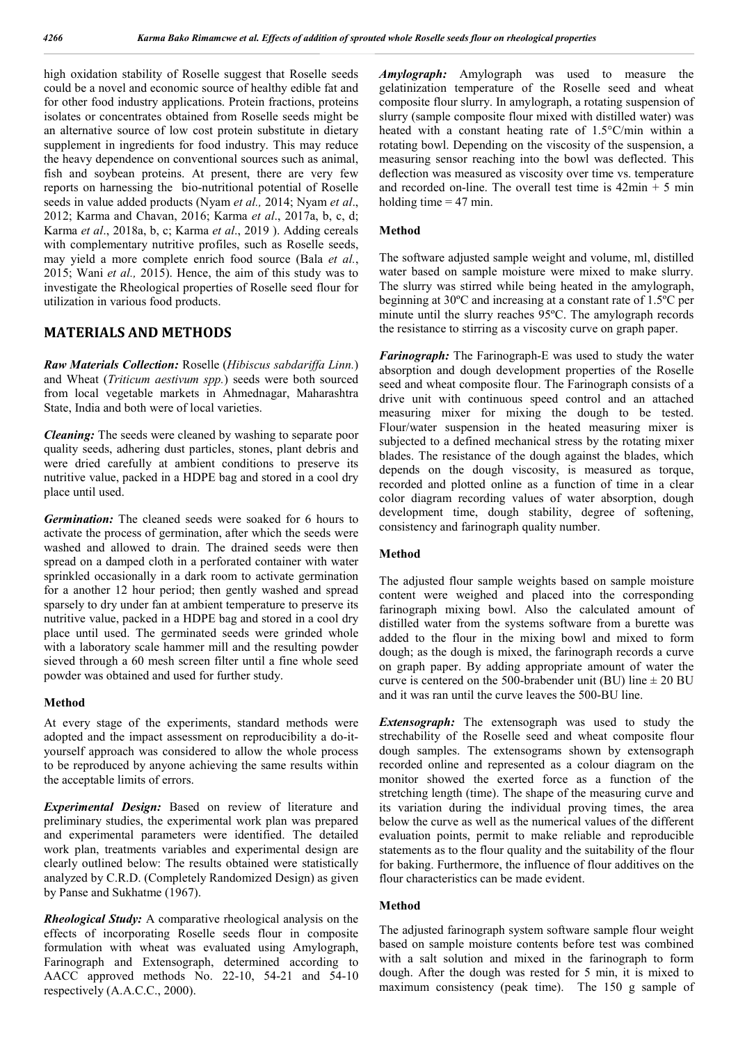high oxidation stability of Roselle suggest that Roselle seeds could be a novel and economic source of healthy edible fat and for other food industry applications. Protein fractions, proteins isolates or concentrates obtained from Roselle seeds might be an alternative source of low cost protein substitute in dietary supplement in ingredients for food industry. This may reduce the heavy dependence on conventional sources such as animal, fish and soybean proteins. At present, there are very few reports on harnessing the bio-nutritional potential of Roselle seeds in value added products (Nyam *et al.,* 2014; Nyam *et al*., 2012; Karma and Chavan, 2016; Karma *et al*., 2017a, b, c, d; Karma *et al*., 2018a, b, c; Karma *et al*., 2019 ). Adding cereals with complementary nutritive profiles, such as Roselle seeds, may yield a more complete enrich food source (Bala *et al.*, 2015; Wani *et al.,* 2015). Hence, the aim of this study was to investigate the Rheological properties of Roselle seed flour for utilization in various food products.

## MATERIALS AND METHODS

***Raw Materials Collection:*** Roselle (*Hibiscus sabdariffa Linn.*) and Wheat (*Triticum aestivum spp.*) seeds were both sourced from local vegetable markets in Ahmednagar, Maharashtra State, India and both were of local varieties.

***Cleaning:*** The seeds were cleaned by washing to separate poor quality seeds, adhering dust particles, stones, plant debris and were dried carefully at ambient conditions to preserve its nutritive value, packed in a HDPE bag and stored in a cool dry place until used.

***Germination:*** The cleaned seeds were soaked for 6 hours to activate the process of germination, after which the seeds were washed and allowed to drain. The drained seeds were then spread on a damped cloth in a perforated container with water sprinkled occasionally in a dark room to activate germination for a another 12 hour period; then gently washed and spread sparsely to dry under fan at ambient temperature to preserve its nutritive value, packed in a HDPE bag and stored in a cool dry place until used. The germinated seeds were grinded whole with a laboratory scale hammer mill and the resulting powder sieved through a 60 mesh screen filter until a fine whole seed powder was obtained and used for further study.

### Method

At every stage of the experiments, standard methods were adopted and the impact assessment on reproducibility a do-it-yourself approach was considered to allow the whole process to be reproduced by anyone achieving the same results within the acceptable limits of errors.

***Experimental Design:*** Based on review of literature and preliminary studies, the experimental work plan was prepared and experimental parameters were identified. The detailed work plan, treatments variables and experimental design are clearly outlined below: The results obtained were statistically analyzed by C.R.D. (Completely Randomized Design) as given by Panse and Sukhatme (1967).

***Rheological Study:*** A comparative rheological analysis on the effects of incorporating Roselle seeds flour in composite formulation with wheat was evaluated using Amylograph, Farinograph and Extensograph, determined according to AACC approved methods No. 22-10, 54-21 and 54-10 respectively (A.A.C.C., 2000).

***Amylograph:*** Amylograph was used to measure the gelatinization temperature of the Roselle seed and wheat composite flour slurry. In amylograph, a rotating suspension of slurry (sample composite flour mixed with distilled water) was heated with a constant heating rate of 1.5°C/min within a rotating bowl. Depending on the viscosity of the suspension, a measuring sensor reaching into the bowl was deflected. This deflection was measured as viscosity over time vs. temperature and recorded on-line. The overall test time is 42min + 5 min holding time = 47 min.

### Method

The software adjusted sample weight and volume, ml, distilled water based on sample moisture were mixed to make slurry. The slurry was stirred while being heated in the amylograph, beginning at 30ºC and increasing at a constant rate of 1.5ºC per minute until the slurry reaches 95ºC. The amylograph records the resistance to stirring as a viscosity curve on graph paper.

***Farinograph:*** The Farinograph-E was used to study the water absorption and dough development properties of the Roselle seed and wheat composite flour. The Farinograph consists of a drive unit with continuous speed control and an attached measuring mixer for mixing the dough to be tested. Flour/water suspension in the heated measuring mixer is subjected to a defined mechanical stress by the rotating mixer blades. The resistance of the dough against the blades, which depends on the dough viscosity, is measured as torque, recorded and plotted online as a function of time in a clear color diagram recording values of water absorption, dough development time, dough stability, degree of softening, consistency and farinograph quality number.

### Method

The adjusted flour sample weights based on sample moisture content were weighed and placed into the corresponding farinograph mixing bowl. Also the calculated amount of distilled water from the systems software from a burette was added to the flour in the mixing bowl and mixed to form dough; as the dough is mixed, the farinograph records a curve on graph paper. By adding appropriate amount of water the curve is centered on the 500-brabender unit (BU) line ± 20 BU and it was ran until the curve leaves the 500-BU line.

***Extensograph:*** The extensograph was used to study the strechability of the Roselle seed and wheat composite flour dough samples. The extensograms shown by extensograph recorded online and represented as a colour diagram on the monitor showed the exerted force as a function of the stretching length (time). The shape of the measuring curve and its variation during the individual proving times, the area below the curve as well as the numerical values of the different evaluation points, permit to make reliable and reproducible statements as to the flour quality and the suitability of the flour for baking. Furthermore, the influence of flour additives on the flour characteristics can be made evident.

### Method

The adjusted farinograph system software sample flour weight based on sample moisture contents before test was combined with a salt solution and mixed in the farinograph to form dough. After the dough was rested for 5 min, it is mixed to maximum consistency (peak time). The 150 g sample of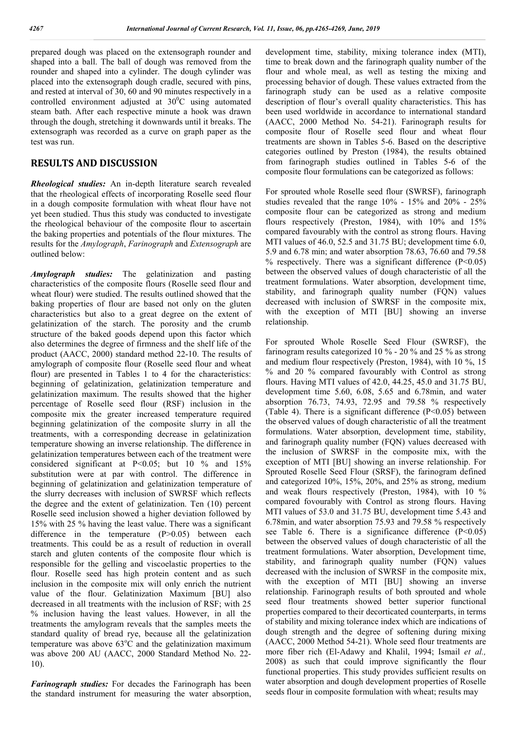prepared dough was placed on the extensograph rounder and shaped into a ball. The ball of dough was removed from the rounder and shaped into a cylinder. The dough cylinder was placed into the extensograph dough cradle, secured with pins, and rested at interval of 30, 60 and 90 minutes respectively in a controlled environment adjusted at $30^0$C using automated steam bath. After each respective minute a hook was drawn through the dough, stretching it downwards until it breaks. The extensograph was recorded as a curve on graph paper as the test was run.

## RESULTS AND DISCUSSION

***Rheological studies:*** An in-depth literature search revealed that the rheological effects of incorporating Roselle seed flour in a dough composite formulation with wheat flour have not yet been studied. Thus this study was conducted to investigate the rheological behaviour of the composite flour to ascertain the baking properties and potentials of the flour mixtures. The results for the *Amylograph*, *Farinograph* and *Extensograph* are outlined below:

***Amylograph studies:*** The gelatinization and pasting characteristics of the composite flours (Roselle seed flour and wheat flour) were studied. The results outlined showed that the baking properties of flour are based not only on the gluten characteristics but also to a great degree on the extent of gelatinization of the starch. The porosity and the crumb structure of the baked goods depend upon this factor which also determines the degree of firmness and the shelf life of the product (AACC, 2000) standard method 22-10. The results of amylograph of composite flour (Roselle seed flour and wheat flour) are presented in Tables 1 to 4 for the characteristics: beginning of gelatinization, gelatinization temperature and gelatinization maximum. The results showed that the higher percentage of Roselle seed flour (RSF) inclusion in the composite mix the greater increased temperature required beginning gelatinization of the composite slurry in all the treatments, with a corresponding decrease in gelatinization temperature showing an inverse relationship. The difference in gelatinization temperatures between each of the treatment were considered significant at P<0.05; but 10 % and 15% substitution were at par with control. The difference in beginning of gelatinization and gelatinization temperature of the slurry decreases with inclusion of SWRSF which reflects the degree and the extent of gelatinization. Ten (10) percent Roselle seed inclusion showed a higher deviation followed by 15% with 25 % having the least value. There was a significant difference in the temperature (P>0.05) between each treatments. This could be as a result of reduction in overall starch and gluten contents of the composite flour which is responsible for the gelling and viscoelastic properties to the flour. Roselle seed has high protein content and as such inclusion in the composite mix will only enrich the nutrient value of the flour. Gelatinization Maximum [BU] also decreased in all treatments with the inclusion of RSF; with 25 % inclusion having the least values. However, in all the treatments the amylogram reveals that the samples meets the standard quality of bread rye, because all the gelatinization temperature was above $63^o$C and the gelatinization maximum was above 200 AU (AACC, 2000 Standard Method No. 22-10).

***Farinograph studies:*** For decades the Farinograph has been the standard instrument for measuring the water absorption, development time, stability, mixing tolerance index (MTI), time to break down and the farinograph quality number of the flour and whole meal, as well as testing the mixing and processing behavior of dough. These values extracted from the farinograph study can be used as a relative composite description of flour's overall quality characteristics. This has been used worldwide in accordance to international standard (AACC, 2000 Method No. 54-21). Farinograph results for composite flour of Roselle seed flour and wheat flour treatments are shown in Tables 5-6. Based on the descriptive categories outlined by Preston (1984), the results obtained from farinograph studies outlined in Tables 5-6 of the composite flour formulations can be categorized as follows:

For sprouted whole Roselle seed flour (SWRSF), farinograph studies revealed that the range 10% - 15% and 20% - 25% composite flour can be categorized as strong and medium flours respectively (Preston, 1984), as with 10% and 15% compared favourably with the control as strong flours. Having MTI values of 46.0, 52.5 and 31.75 BU; development time 6.0, 5.9 and 6.78 min; and water absorption 78.63, 76.60 and 79.58 % respectively. There was a significant difference (P<0.05) between the observed values of dough characteristic of all the treatment formulations. Water absorption, development time, stability, and farinograph quality number (FQN) values decreased with inclusion of SWRSF in the composite mix, with the exception of MTI [BU] showing an inverse relationship.

For sprouted Whole Roselle Seed Flour (SWRSF), the farinogram results categorized 10 % - 20 % and 25 % as strong and medium flour respectively (Preston, 1984), with 10 %, 15 % and 20 % compared favourably with Control as strong flours. Having MTI values of 42.0, 44.25, 45.0 and 31.75 BU, development time 5.60, 6.08, 5.65 and 6.78min, and water absorption 76.73, 74.93, 72.95 and 79.58 % respectively (Table 4). There is a significant difference (P<0.05) between the observed values of dough characteristic of all the treatment formulations. Water absorption, development time, stability, and farinograph quality number (FQN) values decreased with the inclusion of SWRSF in the composite mix, with the exception of MTI [BU] showing an inverse relationship. For Sprouted Roselle Seed Flour (SRSF), the farinogram defined and categorized 10%, 15%, 20%, and 25% as strong, medium and weak flours respectively (Preston, 1984), with 10 % compared fovourably with Control as strong flours. Having MTI values of 53.0 and 31.75 BU, development time 5.43 and 6.78min, and water absorption 75.93 and 79.58 % respectively see Table 6. There is a significance difference (P<0.05) between the observed values of dough characteristic of all the treatment formulations. Water absorption, Development time, stability, and farinograph quality number (FQN) values decreased with the inclusion of SWRSF in the composite mix, with the exception of MTI [BU] showing an inverse relationship. Farinograph results of both sprouted and whole seed flour treatments showed better superior functional properties compared to their decorticated counterparts, in terms of stability and mixing tolerance index which are indications of dough strength and the degree of softening during mixing (AACC, 2000 Method 54-21). Whole seed flour treatments are more fiber rich (El-Adawy and Khalil, 1994; Ismail *et al.,* 2008) as such that could improve significantly the flour functional properties. This study provides sufficient results on water absorption and dough development properties of Roselle seeds flour in composite formulation with wheat; results may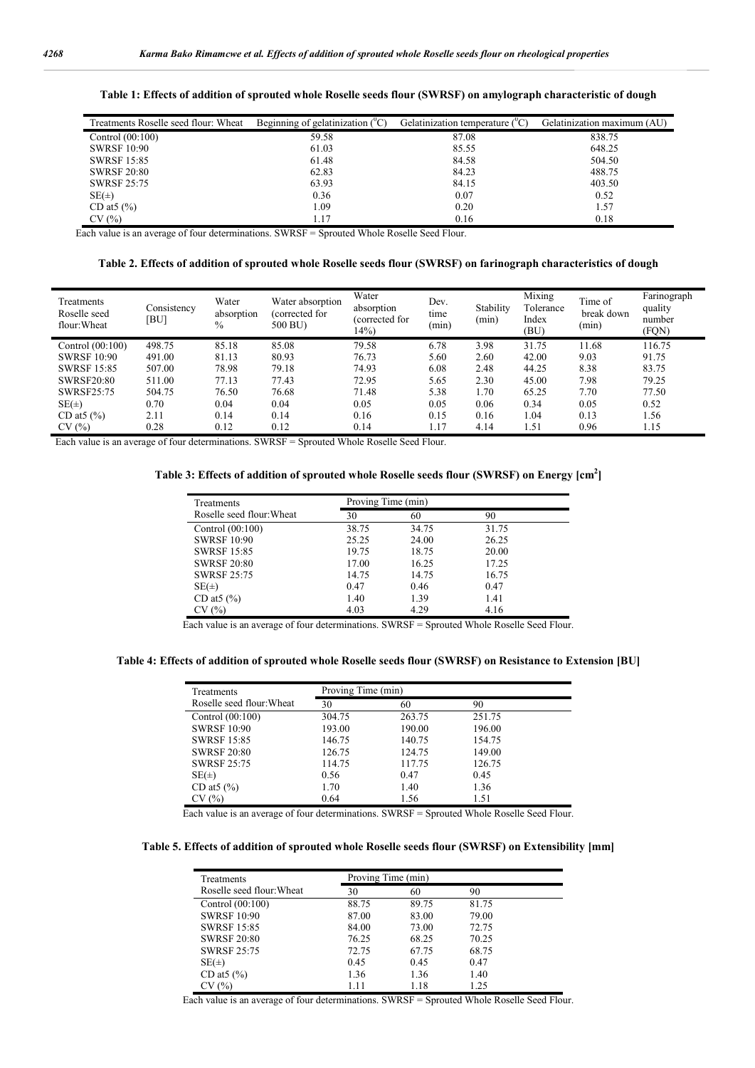**Table 1: Effects of addition of sprouted whole Roselle seeds flour (SWRSF) on amylograph characteristic of dough**

| Treatments Roselle seed flour: Wheat | Beginning of gelatinization ($^0$C) | Gelatinization temperature ($^0$C) | Gelatinization maximum (AU) |
|---|---|---|---|
| Control (00:100) | 59.58 | 87.08 | 838.75 |
| SWRSF 10:90 | 61.03 | 85.55 | 648.25 |
| SWRSF 15:85 | 61.48 | 84.58 | 504.50 |
| SWRSF 20:80 | 62.83 | 84.23 | 488.75 |
| SWRSF 25:75 | 63.93 | 84.15 | 403.50 |
| SE(±) | 0.36 | 0.07 | 0.52 |
| CD at5 (%) | 1.09 | 0.20 | 1.57 |
| CV (%) | 1.17 | 0.16 | 0.18 |

Each value is an average of four determinations. SWRSF = Sprouted Whole Roselle Seed Flour.

**Table 2. Effects of addition of sprouted whole Roselle seeds flour (SWRSF) on farinograph characteristics of dough**

| Treatments Roselle seed flour:Wheat | Consistency [BU] | Water absorption % | Water absorption (corrected for 500 BU) | Water absorption (corrected for 14%) | Dev. time (min) | Stability (min) | Mixing Tolerance Index (BU) | Time of break down (min) | Farinograph quality number (FQN) |
|---|---|---|---|---|---|---|---|---|---|
| Control (00:100) | 498.75 | 85.18 | 85.08 | 79.58 | 6.78 | 3.98 | 31.75 | 11.68 | 116.75 |
| SWRSF 10:90 | 491.00 | 81.13 | 80.93 | 76.73 | 5.60 | 2.60 | 42.00 | 9.03 | 91.75 |
| SWRSF 15:85 | 507.00 | 78.98 | 79.18 | 74.93 | 6.08 | 2.48 | 44.25 | 8.38 | 83.75 |
| SWRSF20:80 | 511.00 | 77.13 | 77.43 | 72.95 | 5.65 | 2.30 | 45.00 | 7.98 | 79.25 |
| SWRSF25:75 | 504.75 | 76.50 | 76.68 | 71.48 | 5.38 | 1.70 | 65.25 | 7.70 | 77.50 |
| SE(±) | 0.70 | 0.04 | 0.04 | 0.05 | 0.05 | 0.06 | 0.34 | 0.05 | 0.52 |
| CD at5 (%) | 2.11 | 0.14 | 0.14 | 0.16 | 0.15 | 0.16 | 1.04 | 0.13 | 1.56 |
| CV (%) | 0.28 | 0.12 | 0.12 | 0.14 | 1.17 | 4.14 | 1.51 | 0.96 | 1.15 |

Each value is an average of four determinations. SWRSF = Sprouted Whole Roselle Seed Flour.

**Table 3: Effects of addition of sprouted whole Roselle seeds flour (SWRSF) on Energy [cm$^2$]**

| Treatments | Proving Time (min) | | |
|---|---|---|---|
| Roselle seed flour:Wheat | 30 | 60 | 90 |
| Control (00:100) | 38.75 | 34.75 | 31.75 |
| SWRSF 10:90 | 25.25 | 24.00 | 26.25 |
| SWRSF 15:85 | 19.75 | 18.75 | 20.00 |
| SWRSF 20:80 | 17.00 | 16.25 | 17.25 |
| SWRSF 25:75 | 14.75 | 14.75 | 16.75 |
| SE(±) | 0.47 | 0.46 | 0.47 |
| CD at5 (%) | 1.40 | 1.39 | 1.41 |
| CV (%) | 4.03 | 4.29 | 4.16 |

Each value is an average of four determinations. SWRSF = Sprouted Whole Roselle Seed Flour.

**Table 4: Effects of addition of sprouted whole Roselle seeds flour (SWRSF) on Resistance to Extension [BU]**

| Treatments | Proving Time (min) | | |
|---|---|---|---|
| Roselle seed flour:Wheat | 30 | 60 | 90 |
| Control (00:100) | 304.75 | 263.75 | 251.75 |
| SWRSF 10:90 | 193.00 | 190.00 | 196.00 |
| SWRSF 15:85 | 146.75 | 140.75 | 154.75 |
| SWRSF 20:80 | 126.75 | 124.75 | 149.00 |
| SWRSF 25:75 | 114.75 | 117.75 | 126.75 |
| SE(±) | 0.56 | 0.47 | 0.45 |
| CD at5 (%) | 1.70 | 1.40 | 1.36 |
| CV (%) | 0.64 | 1.56 | 1.51 |

Each value is an average of four determinations. SWRSF = Sprouted Whole Roselle Seed Flour.

**Table 5. Effects of addition of sprouted whole Roselle seeds flour (SWRSF) on Extensibility [mm]**

| Treatments | Proving Time (min) | | |
|---|---|---|---|
| Roselle seed flour:Wheat | 30 | 60 | 90 |
| Control (00:100) | 88.75 | 89.75 | 81.75 |
| SWRSF 10:90 | 87.00 | 83.00 | 79.00 |
| SWRSF 15:85 | 84.00 | 73.00 | 72.75 |
| SWRSF 20:80 | 76.25 | 68.25 | 70.25 |
| SWRSF 25:75 | 72.75 | 67.75 | 68.75 |
| SE(±) | 0.45 | 0.45 | 0.47 |
| CD at5 (%) | 1.36 | 1.36 | 1.40 |
| CV (%) | 1.11 | 1.18 | 1.25 |

Each value is an average of four determinations. SWRSF = Sprouted Whole Roselle Seed Flour.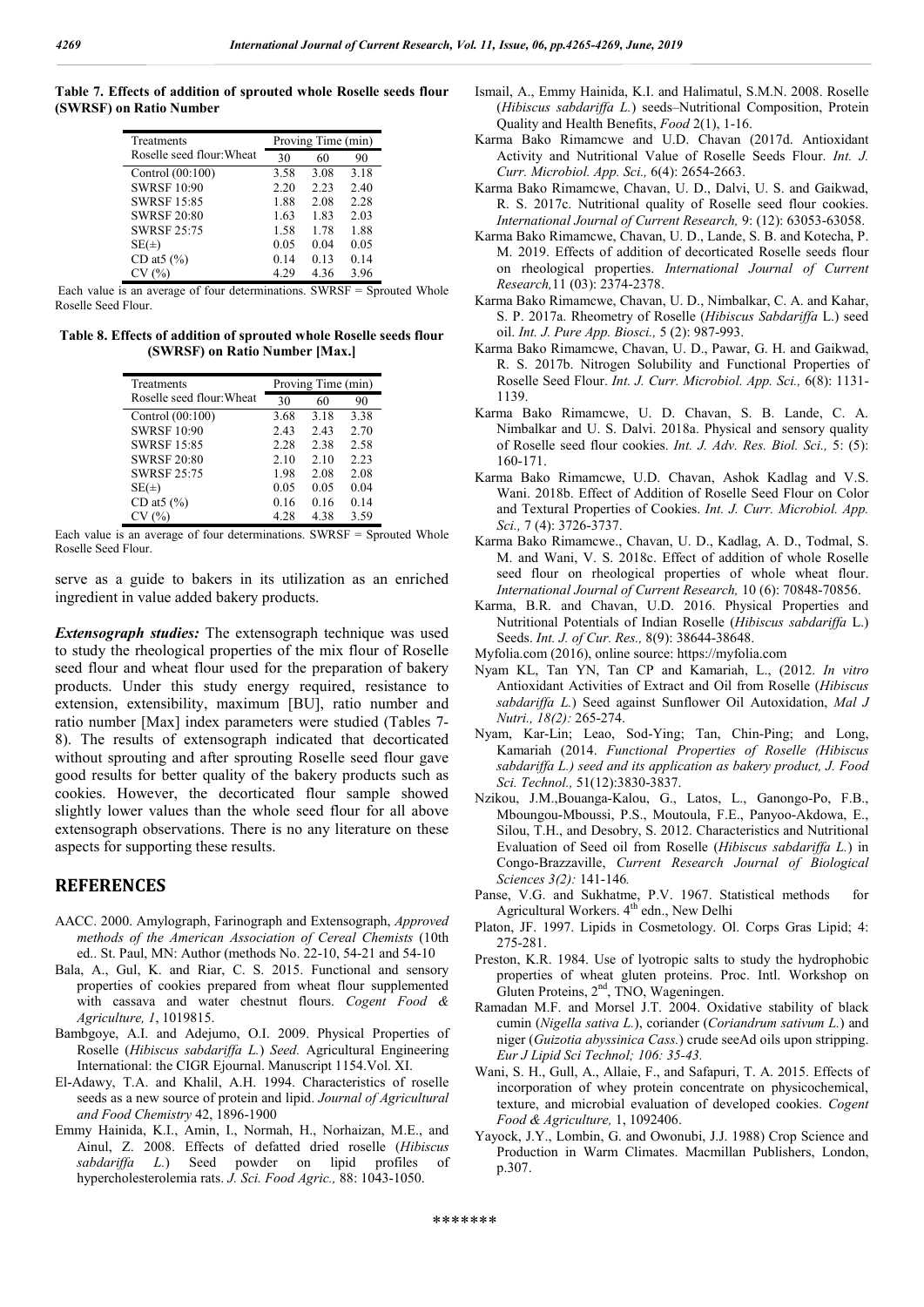**Table 7. Effects of addition of sprouted whole Roselle seeds flour (SWRSF) on Ratio Number**

| Treatments | Proving Time (min) | | |
|---|---|---|---|
| Roselle seed flour:Wheat | 30 | 60 | 90 |
| Control (00:100) | 3.58 | 3.08 | 3.18 |
| SWRSF 10:90 | 2.20 | 2.23 | 2.40 |
| SWRSF 15:85 | 1.88 | 2.08 | 2.28 |
| SWRSF 20:80 | 1.63 | 1.83 | 2.03 |
| SWRSF 25:75 | 1.58 | 1.78 | 1.88 |
| SE(±) | 0.05 | 0.04 | 0.05 |
| CD at5 (%) | 0.14 | 0.13 | 0.14 |
| CV (%) | 4.29 | 4.36 | 3.96 |

Each value is an average of four determinations. SWRSF = Sprouted Whole Roselle Seed Flour.

**Table 8. Effects of addition of sprouted whole Roselle seeds flour (SWRSF) on Ratio Number [Max.]**

| Treatments | Proving Time (min) | | |
|---|---|---|---|
| Roselle seed flour:Wheat | 30 | 60 | 90 |
| Control (00:100) | 3.68 | 3.18 | 3.38 |
| SWRSF 10:90 | 2.43 | 2.43 | 2.70 |
| SWRSF 15:85 | 2.28 | 2.38 | 2.58 |
| SWRSF 20:80 | 2.10 | 2.10 | 2.23 |
| SWRSF 25:75 | 1.98 | 2.08 | 2.08 |
| SE(±) | 0.05 | 0.05 | 0.04 |
| CD at5 (%) | 0.16 | 0.16 | 0.14 |
| CV (%) | 4.28 | 4.38 | 3.59 |

Each value is an average of four determinations. SWRSF = Sprouted Whole Roselle Seed Flour.

serve as a guide to bakers in its utilization as an enriched ingredient in value added bakery products.

***Extensograph studies:*** The extensograph technique was used to study the rheological properties of the mix flour of Roselle seed flour and wheat flour used for the preparation of bakery products. Under this study energy required, resistance to extension, extensibility, maximum [BU], ratio number and ratio number [Max] index parameters were studied (Tables 7-8). The results of extensograph indicated that decorticated without sprouting and after sprouting Roselle seed flour gave good results for better quality of the bakery products such as cookies. However, the decorticated flour sample showed slightly lower values than the whole seed flour for all above extensograph observations. There is no any literature on these aspects for supporting these results.

## REFERENCES

AACC. 2000. Amylograph, Farinograph and Extensograph, *Approved methods of the American Association of Cereal Chemists* (10th ed.. St. Paul, MN: Author (methods No. 22-10, 54-21 and 54-10

Bala, A., Gul, K. and Riar, C. S. 2015. Functional and sensory properties of cookies prepared from wheat flour supplemented with cassava and water chestnut flours. *Cogent Food & Agriculture, 1*, 1019815.

Bambgoye, A.I. and Adejumo, O.I. 2009. Physical Properties of Roselle (*Hibiscus sabdariffa L.*) *Seed.* Agricultural Engineering International: the CIGR Ejournal. Manuscript 1154.Vol. XI.

El-Adawy, T.A. and Khalil, A.H. 1994. Characteristics of roselle seeds as a new source of protein and lipid. *Journal of Agricultural and Food Chemistry* 42, 1896-1900

Emmy Hainida, K.I., Amin, I., Normah, H., Norhaizan, M.E., and Ainul, Z. 2008. Effects of defatted dried roselle (*Hibiscus sabdariffa L.*) Seed powder on lipid profiles of hypercholesterolemia rats. *J. Sci. Food Agric.,* 88: 1043-1050.

Ismail, A., Emmy Hainida, K.I. and Halimatul, S.M.N. 2008. Roselle (*Hibiscus sabdariffa L.*) seeds–Nutritional Composition, Protein Quality and Health Benefits, *Food* 2(1), 1-16.

Karma Bako Rimamcwe and U.D. Chavan (2017d. Antioxidant Activity and Nutritional Value of Roselle Seeds Flour. *Int. J. Curr. Microbiol. App. Sci.,* 6(4): 2654-2663.

Karma Bako Rimamcwe, Chavan, U. D., Dalvi, U. S. and Gaikwad, R. S. 2017c. Nutritional quality of Roselle seed flour cookies. *International Journal of Current Research,* 9: (12): 63053-63058.

Karma Bako Rimamcwe, Chavan, U. D., Lande, S. B. and Kotecha, P. M. 2019. Effects of addition of decorticated Roselle seeds flour on rheological properties. *International Journal of Current Research,*11 (03): 2374-2378.

Karma Bako Rimamcwe, Chavan, U. D., Nimbalkar, C. A. and Kahar, S. P. 2017a. Rheometry of Roselle (*Hibiscus Sabdariffa* L.) seed oil. *Int. J. Pure App. Biosci.,* 5 (2): 987-993.

Karma Bako Rimamcwe, Chavan, U. D., Pawar, G. H. and Gaikwad, R. S. 2017b. Nitrogen Solubility and Functional Properties of Roselle Seed Flour. *Int. J. Curr. Microbiol. App. Sci.,* 6(8): 1131-1139.

Karma Bako Rimamcwe, U. D. Chavan, S. B. Lande, C. A. Nimbalkar and U. S. Dalvi. 2018a. Physical and sensory quality of Roselle seed flour cookies. *Int. J. Adv. Res. Biol. Sci.,* 5: (5): 160-171.

Karma Bako Rimamcwe, U.D. Chavan, Ashok Kadlag and V.S. Wani. 2018b. Effect of Addition of Roselle Seed Flour on Color and Textural Properties of Cookies. *Int. J. Curr. Microbiol. App. Sci.,* 7 (4): 3726-3737.

Karma Bako Rimamcwe., Chavan, U. D., Kadlag, A. D., Todmal, S. M. and Wani, V. S. 2018c. Effect of addition of whole Roselle seed flour on rheological properties of whole wheat flour. *International Journal of Current Research,* 10 (6): 70848-70856.

Karma, B.R. and Chavan, U.D. 2016. Physical Properties and Nutritional Potentials of Indian Roselle (*Hibiscus sabdariffa* L.) Seeds. *Int. J. of Cur. Res.,* 8(9): 38644-38648.

Myfolia.com (2016), online source: https://myfolia.com

Nyam KL, Tan YN, Tan CP and Kamariah, L., (2012. *In vitro* Antioxidant Activities of Extract and Oil from Roselle (*Hibiscus sabdariffa L.*) Seed against Sunflower Oil Autoxidation, *Mal J Nutri., 18(2):* 265-274.

Nyam, Kar-Lin; Leao, Sod-Ying; Tan, Chin-Ping; and Long, Kamariah (2014. *Functional Properties of Roselle (Hibiscus sabdariffa L.) seed and its application as bakery product, J. Food Sci. Technol.,* 51(12):3830-3837.

Nzikou, J.M.,Bouanga-Kalou, G., Latos, L., Ganongo-Po, F.B., Mboungou-Mboussi, P.S., Moutoula, F.E., Panyoo-Akdowa, E., Silou, T.H., and Desobry, S. 2012. Characteristics and Nutritional Evaluation of Seed oil from Roselle (*Hibiscus sabdariffa L.*) in Congo-Brazzaville, *Current Research Journal of Biological Sciences 3(2):* 141-146*.*

Panse, V.G. and Sukhatme, P.V. 1967. Statistical methods for Agricultural Workers. 4th edn., New Delhi

Platon, JF. 1997. Lipids in Cosmetology. Ol. Corps Gras Lipid; 4: 275-281.

Preston, K.R. 1984. Use of lyotropic salts to study the hydrophobic properties of wheat gluten proteins. Proc. Intl. Workshop on Gluten Proteins, 2nd, TNO, Wageningen.

Ramadan M.F. and Morsel J.T. 2004. Oxidative stability of black cumin (*Nigella sativa L.*), coriander (*Coriandrum sativum L.*) and niger (*Guizotia abyssinica Cass.*) crude seeAd oils upon stripping. *Eur J Lipid Sci Technol; 106: 35-43.*

Wani, S. H., Gull, A., Allaie, F., and Safapuri, T. A. 2015. Effects of incorporation of whey protein concentrate on physicochemical, texture, and microbial evaluation of developed cookies. *Cogent Food & Agriculture,* 1, 1092406.

Yayock, J.Y., Lombin, G. and Owonubi, J.J. 1988) Crop Science and Production in Warm Climates. Macmillan Publishers, London, p.307.

\*\*\*\*\*\*\*